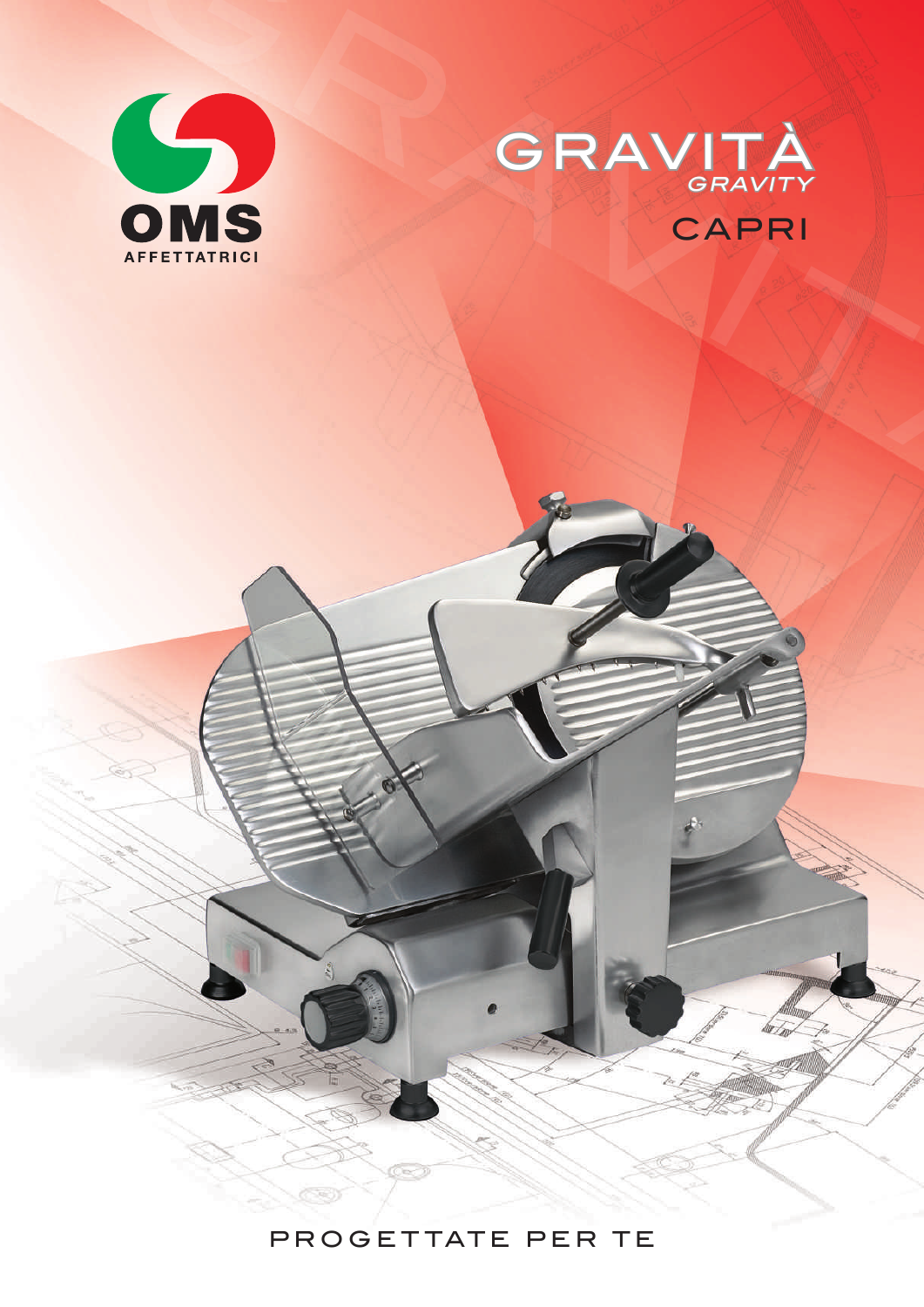OMS

AFFETTATRICI

# GRAVITÀ

*GRAVITY*

## CAPRI

PROGETTATE PER TE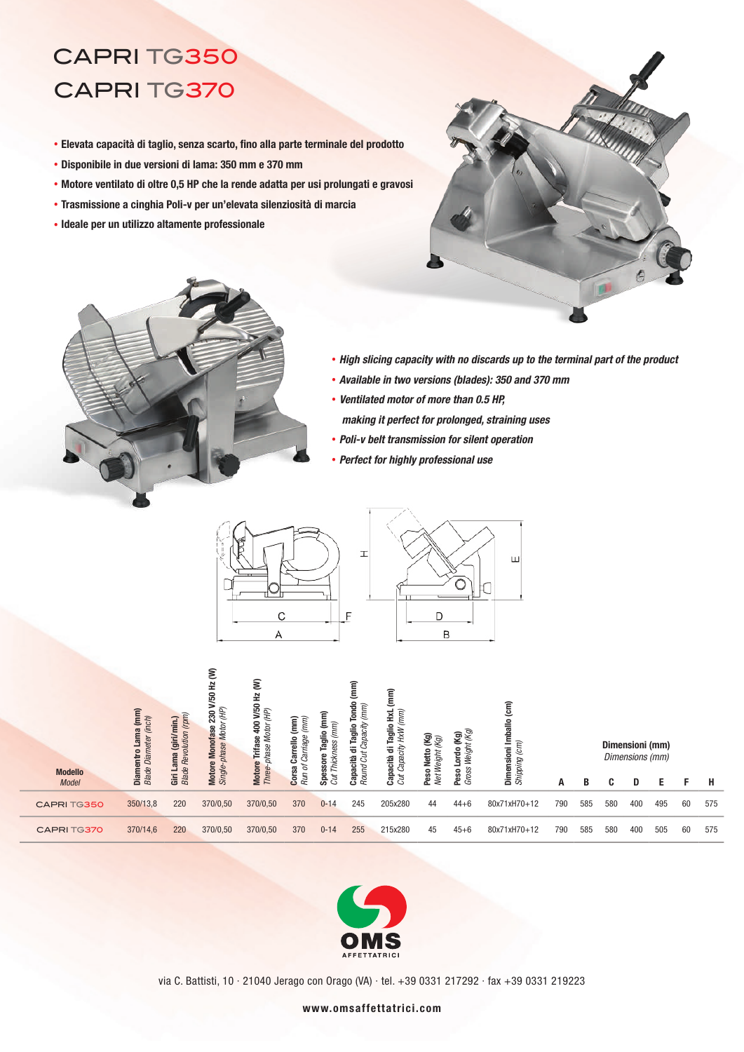# CAPRI TG350
# CAPRI TG370

- Elevata capacità di taglio, senza scarto, fino alla parte terminale del prodotto
- Disponibile in due versioni di lama: 350 mm e 370 mm
- Motore ventilato di oltre 0,5 HP che la rende adatta per usi prolungati e gravosi
- Trasmissione a cinghia Poli-v per un'elevata silenziosità di marcia
- Ideale per un utilizzo altamente professionale

- *High slicing capacity with no discards up to the terminal part of the product*
- *Available in two versions (blades): 350 and 370 mm*
- *Ventilated motor of more than 0.5 HP, making it perfect for prolonged, straining uses*
- *Poli-v belt transmission for silent operation*
- *Perfect for highly professional use*

C F A H D B E

| **Modello** *Model* | **Diametro Lama (mm)** *Blade Diameter (inch)* | **Giri Lama (giri/min.)** *Blade Revolution (rpm)* | **Motore Monofase 230 V/50 Hz (W)** *Single-phase Motor (HP)* | **Motore Trifase 400 V/50 Hz (W)** *Three-phase Motor (HP)* | **Corsa Carrello (mm)** *Run of Carriage (mm)* | **Spessore Taglio (mm)** *Cut Thickness (mm)* | **Capacità di Taglio Tondo (mm)** *Round Cut Capacity (mm)* | **Capacità di Taglio HxL (mm)** *Cut Capacity HxW (mm)* | **Peso Netto (Kg)** *Net Weight (Kg)* | **Peso Lordo (Kg)** *Gross Weight (Kg)* | **Dimensioni Imballo (cm)** *Shipping (cm)* | **Dimensioni (mm)** *Dimensions (mm)* A | B | C | D | E | F | H |
|---|---|---|---|---|---|---|---|---|---|---|---|---|---|---|---|---|---|---|
| CAPRI TG350 | 350/13,8 | 220 | 370/0,50 | 370/0,50 | 370 | 0-14 | 245 | 205x280 | 44 | 44+6 | 80x71xH70+12 | 790 | 585 | 580 | 400 | 495 | 60 | 575 |
| CAPRI TG370 | 370/14,6 | 220 | 370/0,50 | 370/0,50 | 370 | 0-14 | 255 | 215x280 | 45 | 45+6 | 80x71xH70+12 | 790 | 585 | 580 | 400 | 505 | 60 | 575 |

OMS AFFETTATRICI

via C. Battisti, 10 · 21040 Jerago con Orago (VA) · tel. +39 0331 217292 · fax +39 0331 219223

**www.omsaffettatrici.com**